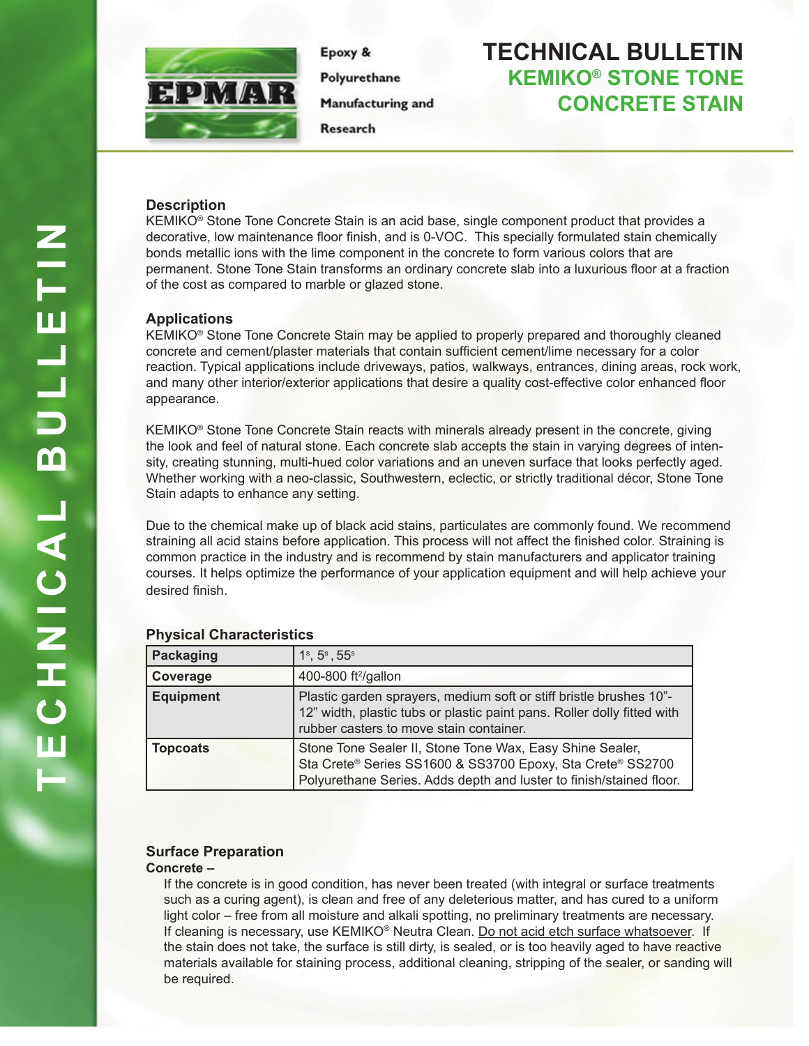EPMAR

Epoxy & Polyurethane Manufacturing and Research

# TECHNICAL BULLETIN
## KEMIKO® STONE TONE CONCRETE STAIN

### Description

KEMIKO® Stone Tone Concrete Stain is an acid base, single component product that provides a decorative, low maintenance floor finish, and is 0-VOC. This specially formulated stain chemically bonds metallic ions with the lime component in the concrete to form various colors that are permanent. Stone Tone Stain transforms an ordinary concrete slab into a luxurious floor at a fraction of the cost as compared to marble or glazed stone.

### Applications

KEMIKO® Stone Tone Concrete Stain may be applied to properly prepared and thoroughly cleaned concrete and cement/plaster materials that contain sufficient cement/lime necessary for a color reaction. Typical applications include driveways, patios, walkways, entrances, dining areas, rock work, and many other interior/exterior applications that desire a quality cost-effective color enhanced floor appearance.

KEMIKO® Stone Tone Concrete Stain reacts with minerals already present in the concrete, giving the look and feel of natural stone. Each concrete slab accepts the stain in varying degrees of intensity, creating stunning, multi-hued color variations and an uneven surface that looks perfectly aged. Whether working with a neo-classic, Southwestern, eclectic, or strictly traditional décor, Stone Tone Stain adapts to enhance any setting.

Due to the chemical make up of black acid stains, particulates are commonly found. We recommend straining all acid stains before application. This process will not affect the finished color. Straining is common practice in the industry and is recommend by stain manufacturers and applicator training courses. It helps optimize the performance of your application equipment and will help achieve your desired finish.

### Physical Characteristics

| Packaging | 1s, 5s , 55s |
|---|---|
| Coverage | 400-800 ft²/gallon |
| Equipment | Plastic garden sprayers, medium soft or stiff bristle brushes 10"-12" width, plastic tubs or plastic paint pans. Roller dolly fitted with rubber casters to move stain container. |
| Topcoats | Stone Tone Sealer II, Stone Tone Wax, Easy Shine Sealer, Sta Crete® Series SS1600 & SS3700 Epoxy, Sta Crete® SS2700 Polyurethane Series. Adds depth and luster to finish/stained floor. |

### Surface Preparation

**Concrete –**

If the concrete is in good condition, has never been treated (with integral or surface treatments such as a curing agent), is clean and free of any deleterious matter, and has cured to a uniform light color – free from all moisture and alkali spotting, no preliminary treatments are necessary. If cleaning is necessary, use KEMIKO® Neutra Clean. <u>Do not acid etch surface whatsoever</u>. If the stain does not take, the surface is still dirty, is sealed, or is too heavily aged to have reactive materials available for staining process, additional cleaning, stripping of the sealer, or sanding will be required.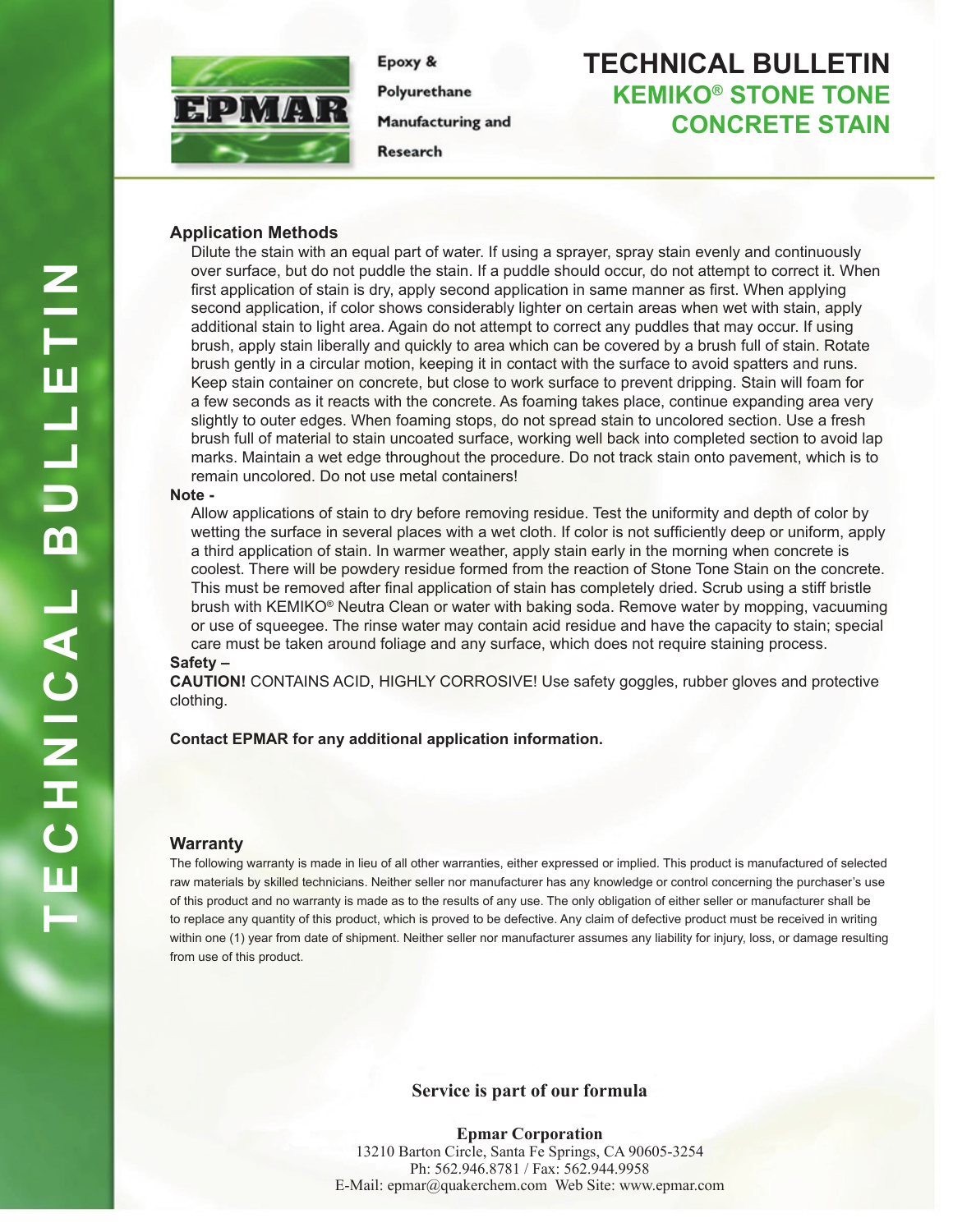Epoxy &
Polyurethane
Manufacturing and
Research

# TECHNICAL BULLETIN
## KEMIKO® STONE TONE CONCRETE STAIN

**Application Methods**

Dilute the stain with an equal part of water. If using a sprayer, spray stain evenly and continuously over surface, but do not puddle the stain. If a puddle should occur, do not attempt to correct it. When first application of stain is dry, apply second application in same manner as first. When applying second application, if color shows considerably lighter on certain areas when wet with stain, apply additional stain to light area. Again do not attempt to correct any puddles that may occur. If using brush, apply stain liberally and quickly to area which can be covered by a brush full of stain. Rotate brush gently in a circular motion, keeping it in contact with the surface to avoid spatters and runs. Keep stain container on concrete, but close to work surface to prevent dripping. Stain will foam for a few seconds as it reacts with the concrete. As foaming takes place, continue expanding area very slightly to outer edges. When foaming stops, do not spread stain to uncolored section. Use a fresh brush full of material to stain uncoated surface, working well back into completed section to avoid lap marks. Maintain a wet edge throughout the procedure. Do not track stain onto pavement, which is to remain uncolored. Do not use metal containers!

**Note -**

Allow applications of stain to dry before removing residue. Test the uniformity and depth of color by wetting the surface in several places with a wet cloth. If color is not sufficiently deep or uniform, apply a third application of stain. In warmer weather, apply stain early in the morning when concrete is coolest. There will be powdery residue formed from the reaction of Stone Tone Stain on the concrete. This must be removed after final application of stain has completely dried. Scrub using a stiff bristle brush with KEMIKO® Neutra Clean or water with baking soda. Remove water by mopping, vacuuming or use of squeegee. The rinse water may contain acid residue and have the capacity to stain; special care must be taken around foliage and any surface, which does not require staining process.

**Safety –**

**CAUTION!** CONTAINS ACID, HIGHLY CORROSIVE! Use safety goggles, rubber gloves and protective clothing.

**Contact EPMAR for any additional application information.**

**Warranty**

The following warranty is made in lieu of all other warranties, either expressed or implied. This product is manufactured of selected raw materials by skilled technicians. Neither seller nor manufacturer has any knowledge or control concerning the purchaser's use of this product and no warranty is made as to the results of any use. The only obligation of either seller or manufacturer shall be to replace any quantity of this product, which is proved to be defective. Any claim of defective product must be received in writing within one (1) year from date of shipment. Neither seller nor manufacturer assumes any liability for injury, loss, or damage resulting from use of this product.

**Service is part of our formula**

**Epmar Corporation**
13210 Barton Circle, Santa Fe Springs, CA 90605-3254
Ph: 562.946.8781 / Fax: 562.944.9958
E-Mail: epmar@quakerchem.com Web Site: www.epmar.com